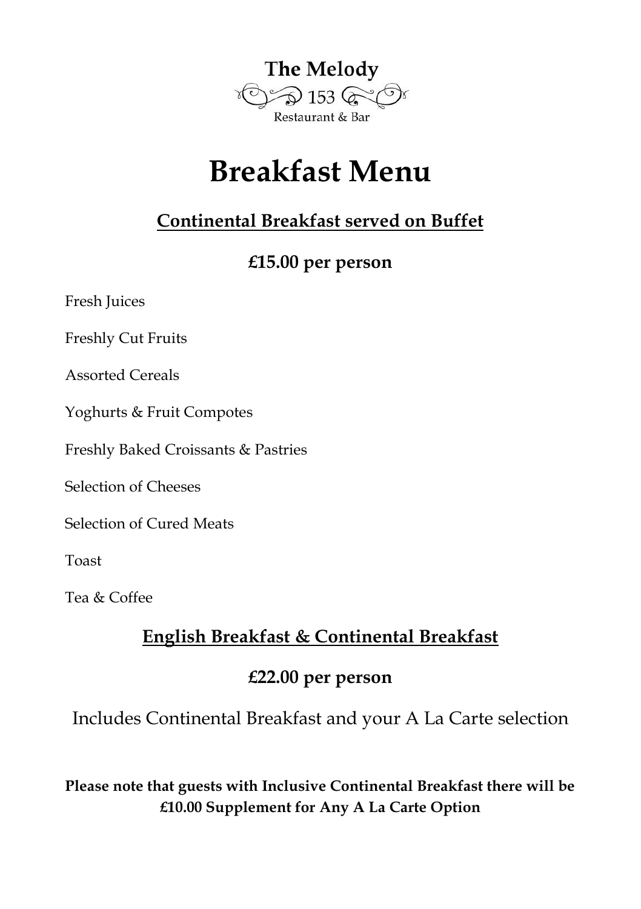**The Melody**

153

Restaurant & Bar

# Breakfast Menu

## Continental Breakfast served on Buffet

### £15.00 per person

Fresh Juices

Freshly Cut Fruits

Assorted Cereals

Yoghurts & Fruit Compotes

Freshly Baked Croissants & Pastries

Selection of Cheeses

Selection of Cured Meats

Toast

Tea & Coffee

## English Breakfast & Continental Breakfast

### £22.00 per person

Includes Continental Breakfast and your A La Carte selection

**Please note that guests with Inclusive Continental Breakfast there will be £10.00 Supplement for Any A La Carte Option**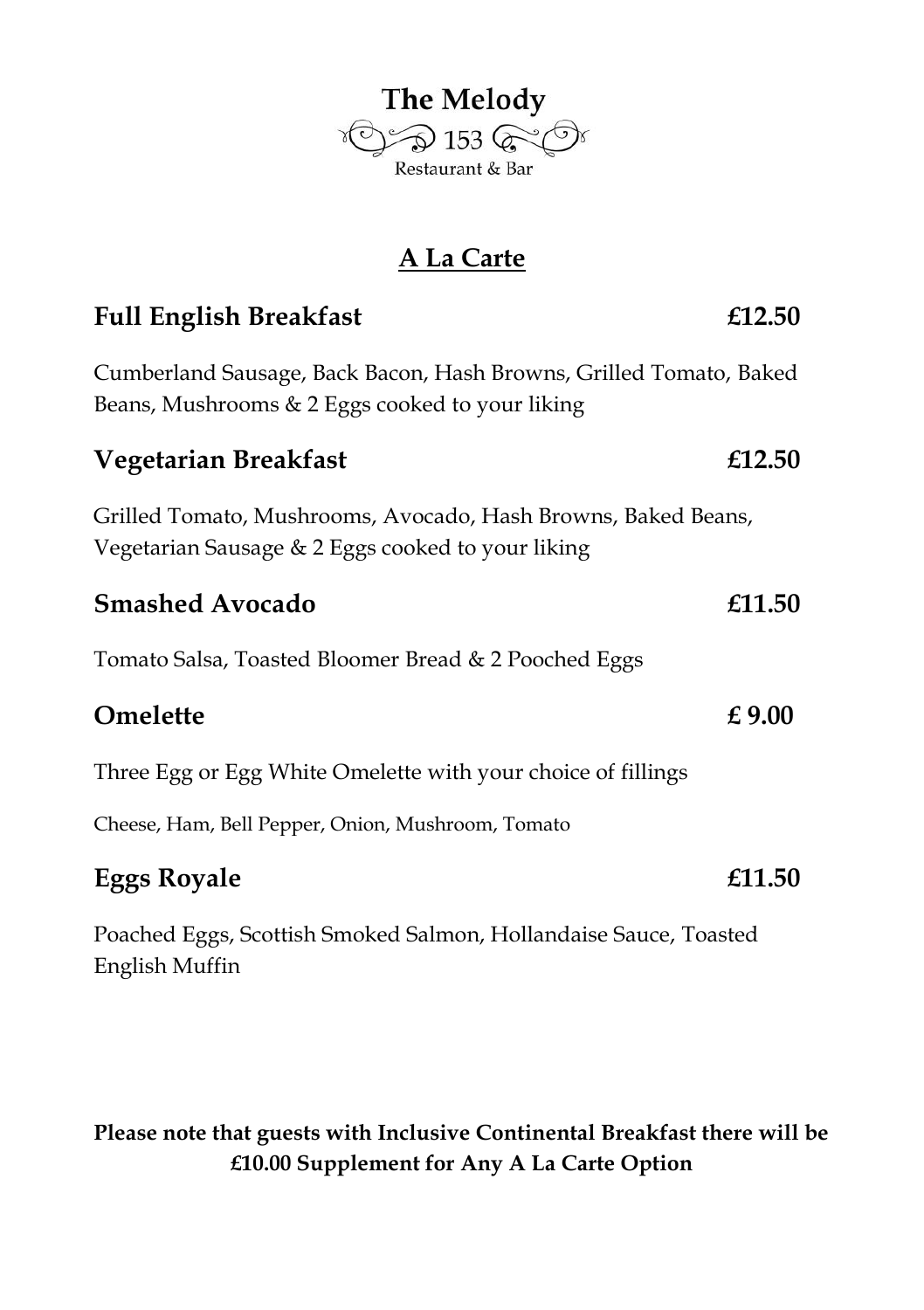# The Melody

153

Restaurant & Bar

## A La Carte

### Full English Breakfast £12.50

Cumberland Sausage, Back Bacon, Hash Browns, Grilled Tomato, Baked Beans, Mushrooms & 2 Eggs cooked to your liking

### Vegetarian Breakfast £12.50

Grilled Tomato, Mushrooms, Avocado, Hash Browns, Baked Beans, Vegetarian Sausage & 2 Eggs cooked to your liking

### Smashed Avocado £11.50

Tomato Salsa, Toasted Bloomer Bread & 2 Pooched Eggs

### Omelette £ 9.00

Three Egg or Egg White Omelette with your choice of fillings

Cheese, Ham, Bell Pepper, Onion, Mushroom, Tomato

### Eggs Royale £11.50

Poached Eggs, Scottish Smoked Salmon, Hollandaise Sauce, Toasted English Muffin

**Please note that guests with Inclusive Continental Breakfast there will be £10.00 Supplement for Any A La Carte Option**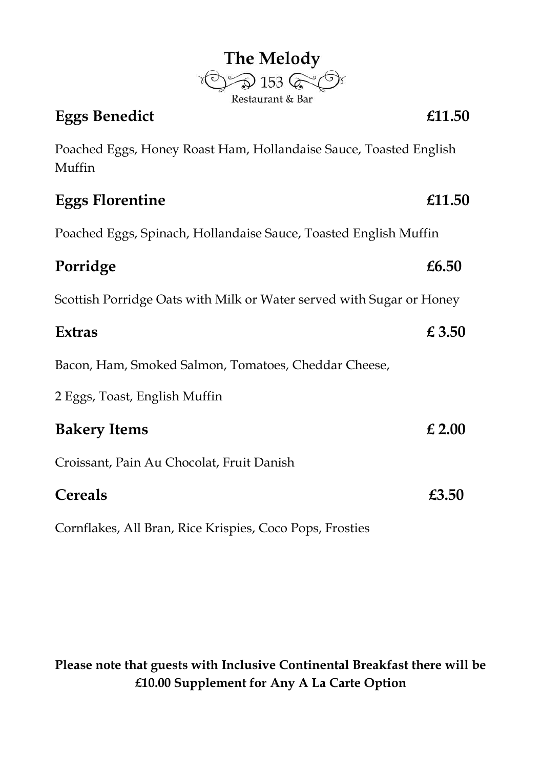# The Melody

153

Restaurant & Bar

## Eggs Benedict — £11.50

Poached Eggs, Honey Roast Ham, Hollandaise Sauce, Toasted English Muffin

## Eggs Florentine — £11.50

Poached Eggs, Spinach, Hollandaise Sauce, Toasted English Muffin

## Porridge — £6.50

Scottish Porridge Oats with Milk or Water served with Sugar or Honey

## Extras — £ 3.50

Bacon, Ham, Smoked Salmon, Tomatoes, Cheddar Cheese,

2 Eggs, Toast, English Muffin

## Bakery Items — £ 2.00

Croissant, Pain Au Chocolat, Fruit Danish

## Cereals — £3.50

Cornflakes, All Bran, Rice Krispies, Coco Pops, Frosties

**Please note that guests with Inclusive Continental Breakfast there will be £10.00 Supplement for Any A La Carte Option**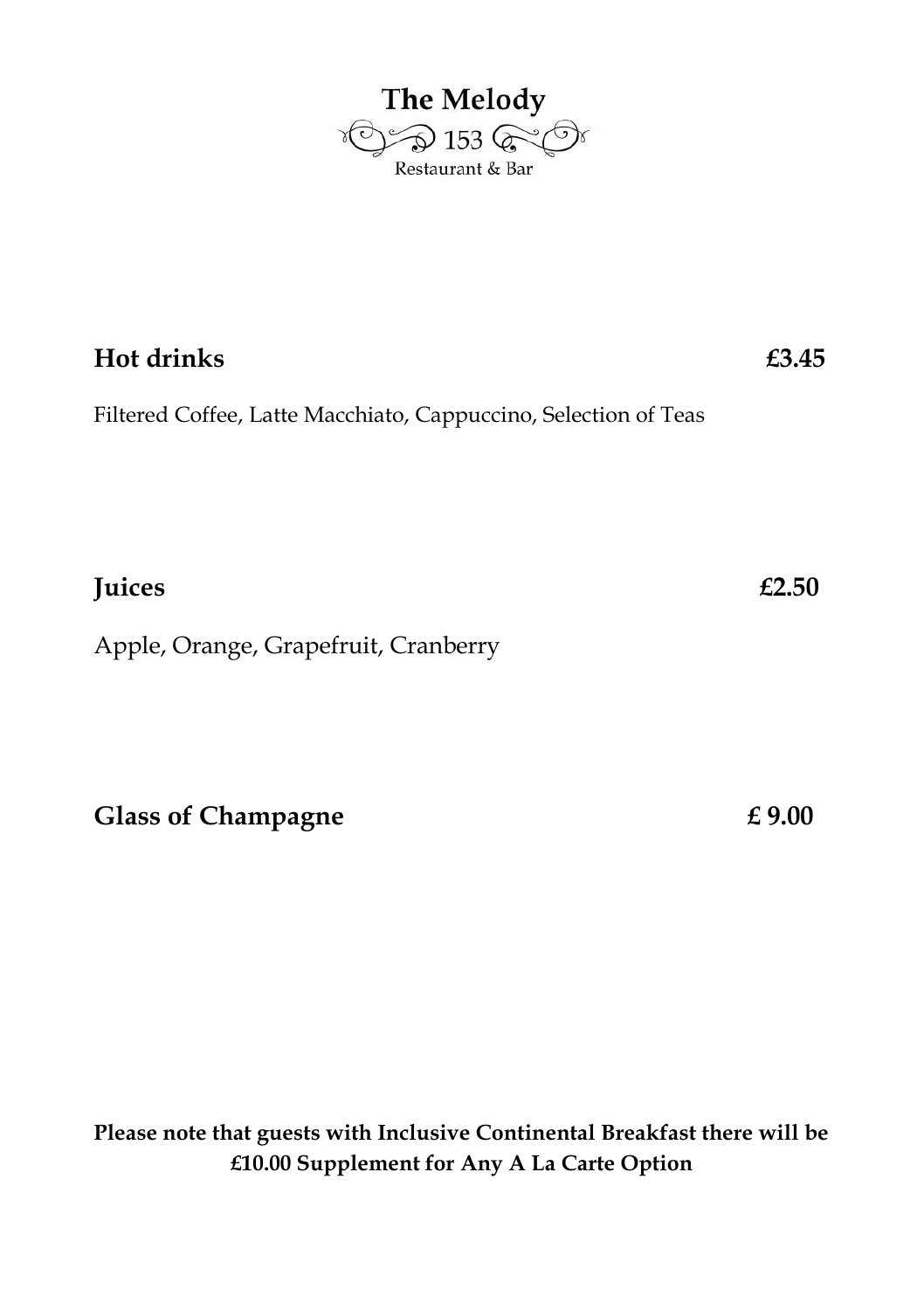# The Melody 153

Restaurant & Bar

**Hot drinks** **£3.45**

Filtered Coffee, Latte Macchiato, Cappuccino, Selection of Teas

**Juices** **£2.50**

Apple, Orange, Grapefruit, Cranberry

**Glass of Champagne** **£ 9.00**

**Please note that guests with Inclusive Continental Breakfast there will be £10.00 Supplement for Any A La Carte Option**